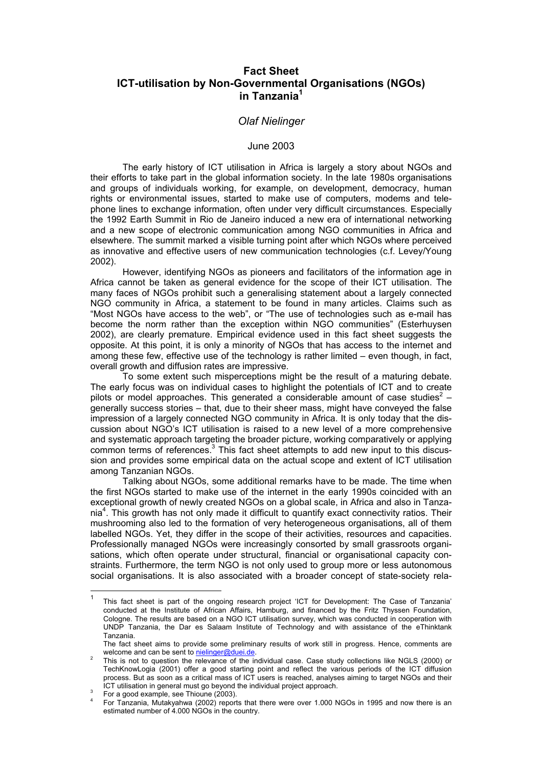# Fact Sheet
# ICT-utilisation by Non-Governmental Organisations (NGOs) in Tanzania[1]

*Olaf Nielinger*

June 2003

The early history of ICT utilisation in Africa is largely a story about NGOs and their efforts to take part in the global information society. In the late 1980s organisations and groups of individuals working, for example, on development, democracy, human rights or environmental issues, started to make use of computers, modems and telephone lines to exchange information, often under very difficult circumstances. Especially the 1992 Earth Summit in Rio de Janeiro induced a new era of international networking and a new scope of electronic communication among NGO communities in Africa and elsewhere. The summit marked a visible turning point after which NGOs where perceived as innovative and effective users of new communication technologies (c.f. Levey/Young 2002).

However, identifying NGOs as pioneers and facilitators of the information age in Africa cannot be taken as general evidence for the scope of their ICT utilisation. The many faces of NGOs prohibit such a generalising statement about a largely connected NGO community in Africa, a statement to be found in many articles. Claims such as "Most NGOs have access to the web", or "The use of technologies such as e-mail has become the norm rather than the exception within NGO communities" (Esterhuysen 2002), are clearly premature. Empirical evidence used in this fact sheet suggests the opposite. At this point, it is only a minority of NGOs that has access to the internet and among these few, effective use of the technology is rather limited – even though, in fact, overall growth and diffusion rates are impressive.

To some extent such misperceptions might be the result of a maturing debate. The early focus was on individual cases to highlight the potentials of ICT and to create pilots or model approaches. This generated a considerable amount of case studies[2] – generally success stories – that, due to their sheer mass, might have conveyed the false impression of a largely connected NGO community in Africa. It is only today that the discussion about NGO's ICT utilisation is raised to a new level of a more comprehensive and systematic approach targeting the broader picture, working comparatively or applying common terms of references.[3] This fact sheet attempts to add new input to this discussion and provides some empirical data on the actual scope and extent of ICT utilisation among Tanzanian NGOs.

Talking about NGOs, some additional remarks have to be made. The time when the first NGOs started to make use of the internet in the early 1990s coincided with an exceptional growth of newly created NGOs on a global scale, in Africa and also in Tanzania[4]. This growth has not only made it difficult to quantify exact connectivity ratios. Their mushrooming also led to the formation of very heterogeneous organisations, all of them labelled NGOs. Yet, they differ in the scope of their activities, resources and capacities. Professionally managed NGOs were increasingly consorted by small grassroots organisations, which often operate under structural, financial or organisational capacity constraints. Furthermore, the term NGO is not only used to group more or less autonomous social organisations. It is also associated with a broader concept of state-society rela-

---

[1] This fact sheet is part of the ongoing research project 'ICT for Development: The Case of Tanzania' conducted at the Institute of African Affairs, Hamburg, and financed by the Fritz Thyssen Foundation, Cologne. The results are based on a NGO ICT utilisation survey, which was conducted in cooperation with UNDP Tanzania, the Dar es Salaam Institute of Technology and with assistance of the eThinktank Tanzania.
The fact sheet aims to provide some preliminary results of work still in progress. Hence, comments are welcome and can be sent to nielinger@duei.de.

[2] This is not to question the relevance of the individual case. Case study collections like NGLS (2000) or TechKnowLogia (2001) offer a good starting point and reflect the various periods of the ICT diffusion process. But as soon as a critical mass of ICT users is reached, analyses aiming to target NGOs and their ICT utilisation in general must go beyond the individual project approach.

[3] For a good example, see Thioune (2003).

[4] For Tanzania, Mutakyahwa (2002) reports that there were over 1.000 NGOs in 1995 and now there is an estimated number of 4.000 NGOs in the country.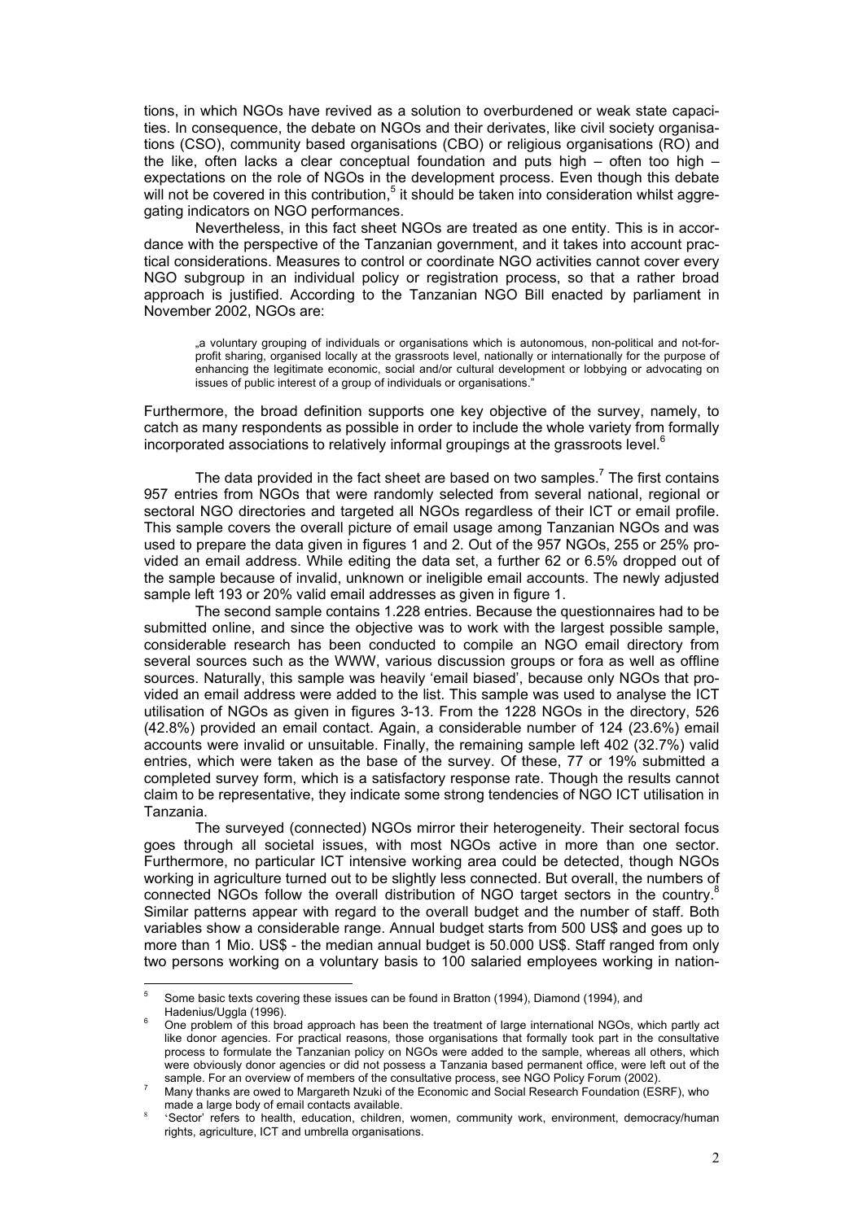tions, in which NGOs have revived as a solution to overburdened or weak state capacities. In consequence, the debate on NGOs and their derivates, like civil society organisations (CSO), community based organisations (CBO) or religious organisations (RO) and the like, often lacks a clear conceptual foundation and puts high – often too high – expectations on the role of NGOs in the development process. Even though this debate will not be covered in this contribution,[5] it should be taken into consideration whilst aggregating indicators on NGO performances.

Nevertheless, in this fact sheet NGOs are treated as one entity. This is in accordance with the perspective of the Tanzanian government, and it takes into account practical considerations. Measures to control or coordinate NGO activities cannot cover every NGO subgroup in an individual policy or registration process, so that a rather broad approach is justified. According to the Tanzanian NGO Bill enacted by parliament in November 2002, NGOs are:

> „a voluntary grouping of individuals or organisations which is autonomous, non-political and not-for-profit sharing, organised locally at the grassroots level, nationally or internationally for the purpose of enhancing the legitimate economic, social and/or cultural development or lobbying or advocating on issues of public interest of a group of individuals or organisations."

Furthermore, the broad definition supports one key objective of the survey, namely, to catch as many respondents as possible in order to include the whole variety from formally incorporated associations to relatively informal groupings at the grassroots level.[6]

The data provided in the fact sheet are based on two samples.[7] The first contains 957 entries from NGOs that were randomly selected from several national, regional or sectoral NGO directories and targeted all NGOs regardless of their ICT or email profile. This sample covers the overall picture of email usage among Tanzanian NGOs and was used to prepare the data given in figures 1 and 2. Out of the 957 NGOs, 255 or 25% provided an email address. While editing the data set, a further 62 or 6.5% dropped out of the sample because of invalid, unknown or ineligible email accounts. The newly adjusted sample left 193 or 20% valid email addresses as given in figure 1.

The second sample contains 1.228 entries. Because the questionnaires had to be submitted online, and since the objective was to work with the largest possible sample, considerable research has been conducted to compile an NGO email directory from several sources such as the WWW, various discussion groups or fora as well as offline sources. Naturally, this sample was heavily 'email biased', because only NGOs that provided an email address were added to the list. This sample was used to analyse the ICT utilisation of NGOs as given in figures 3-13. From the 1228 NGOs in the directory, 526 (42.8%) provided an email contact. Again, a considerable number of 124 (23.6%) email accounts were invalid or unsuitable. Finally, the remaining sample left 402 (32.7%) valid entries, which were taken as the base of the survey. Of these, 77 or 19% submitted a completed survey form, which is a satisfactory response rate. Though the results cannot claim to be representative, they indicate some strong tendencies of NGO ICT utilisation in Tanzania.

The surveyed (connected) NGOs mirror their heterogeneity. Their sectoral focus goes through all societal issues, with most NGOs active in more than one sector. Furthermore, no particular ICT intensive working area could be detected, though NGOs working in agriculture turned out to be slightly less connected. But overall, the numbers of connected NGOs follow the overall distribution of NGO target sectors in the country.[8] Similar patterns appear with regard to the overall budget and the number of staff. Both variables show a considerable range. Annual budget starts from 500 US$ and goes up to more than 1 Mio. US$ - the median annual budget is 50.000 US$. Staff ranged from only two persons working on a voluntary basis to 100 salaried employees working in nation-

---

[5] Some basic texts covering these issues can be found in Bratton (1994), Diamond (1994), and Hadenius/Uggla (1996).

[6] One problem of this broad approach has been the treatment of large international NGOs, which partly act like donor agencies. For practical reasons, those organisations that formally took part in the consultative process to formulate the Tanzanian policy on NGOs were added to the sample, whereas all others, which were obviously donor agencies or did not possess a Tanzania based permanent office, were left out of the sample. For an overview of members of the consultative process, see NGO Policy Forum (2002).

[7] Many thanks are owed to Margareth Nzuki of the Economic and Social Research Foundation (ESRF), who made a large body of email contacts available.

[8] 'Sector' refers to health, education, children, women, community work, environment, democracy/human rights, agriculture, ICT and umbrella organisations.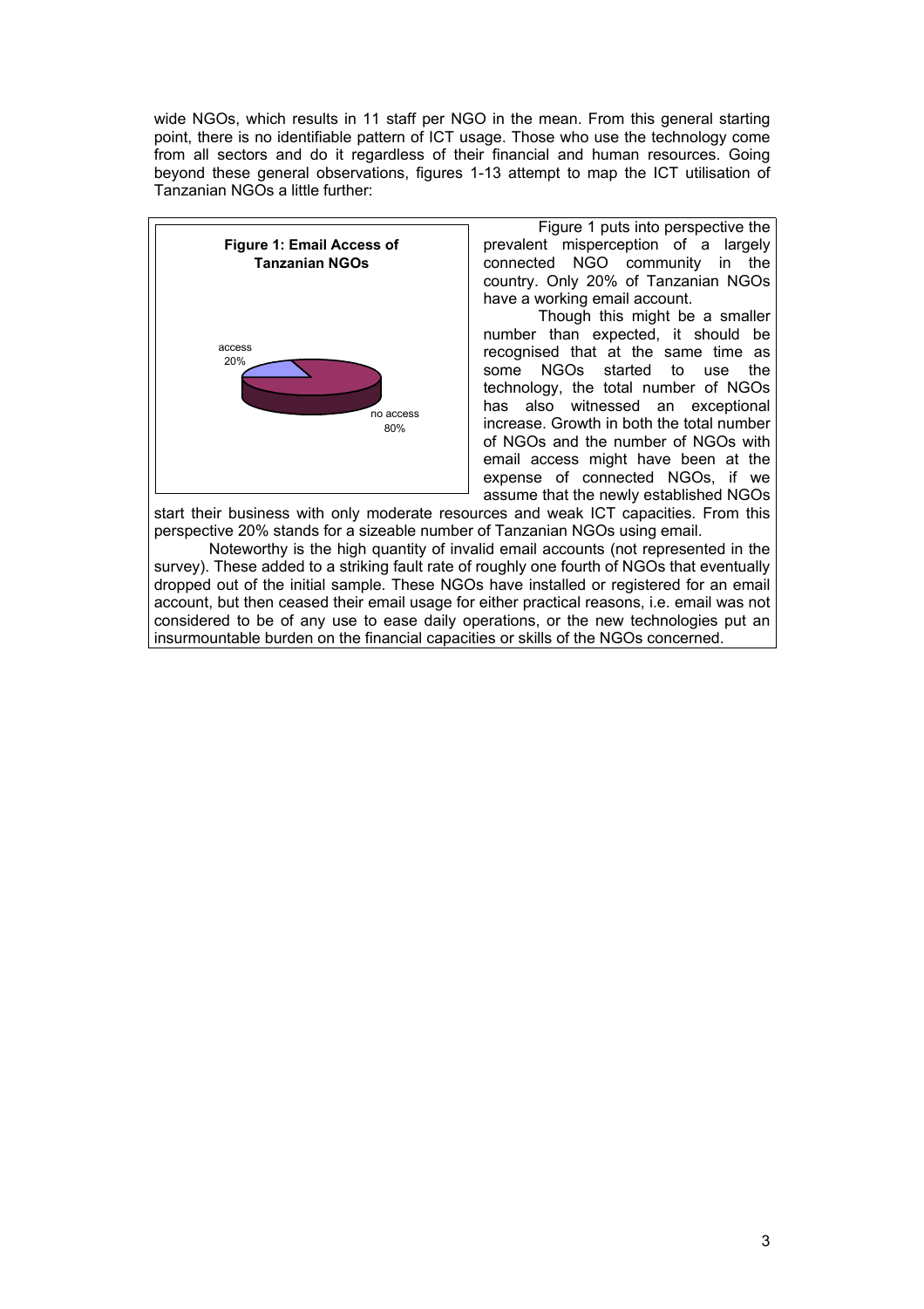wide NGOs, which results in 11 staff per NGO in the mean. From this general starting point, there is no identifiable pattern of ICT usage. Those who use the technology come from all sectors and do it regardless of their financial and human resources. Going beyond these general observations, figures 1-13 attempt to map the ICT utilisation of Tanzanian NGOs a little further:

**Figure 1: Email Access of Tanzanian NGOs**

access 20%

no access 80%

Figure 1 puts into perspective the prevalent misperception of a largely connected NGO community in the country. Only 20% of Tanzanian NGOs have a working email account.

Though this might be a smaller number than expected, it should be recognised that at the same time as some NGOs started to use the technology, the total number of NGOs has also witnessed an exceptional increase. Growth in both the total number of NGOs and the number of NGOs with email access might have been at the expense of connected NGOs, if we assume that the newly established NGOs start their business with only moderate resources and weak ICT capacities. From this perspective 20% stands for a sizeable number of Tanzanian NGOs using email.

Noteworthy is the high quantity of invalid email accounts (not represented in the survey). These added to a striking fault rate of roughly one fourth of NGOs that eventually dropped out of the initial sample. These NGOs have installed or registered for an email account, but then ceased their email usage for either practical reasons, i.e. email was not considered to be of any use to ease daily operations, or the new technologies put an insurmountable burden on the financial capacities or skills of the NGOs concerned.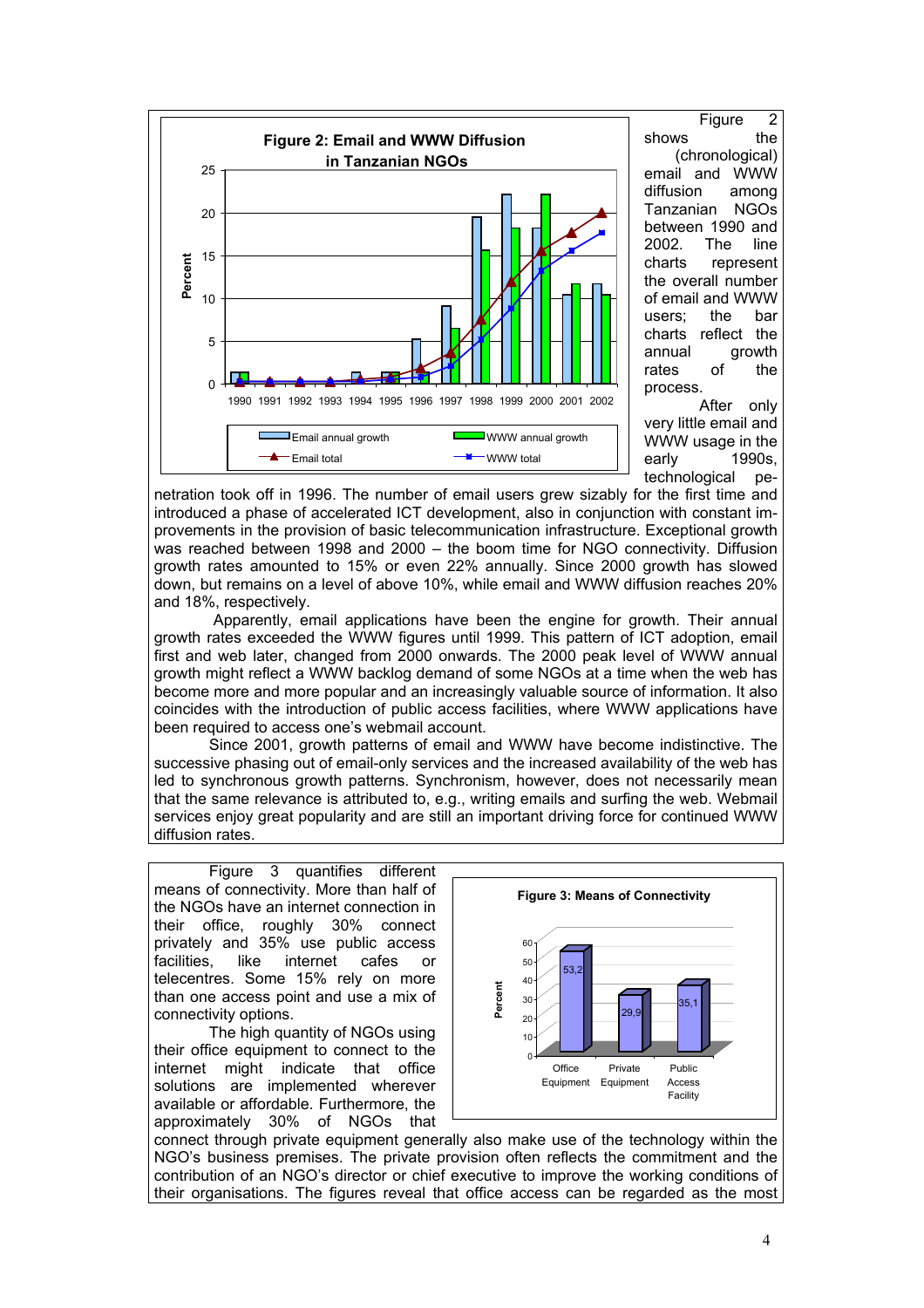Figure 2 shows the (chronological) email and WWW diffusion among Tanzanian NGOs between 1990 and 2002. The line charts represent the overall number of email and WWW users; the bar charts reflect the annual growth rates of the process.

After only very little email and WWW usage in the early 1990s, technological penetration took off in 1996. The number of email users grew sizably for the first time and introduced a phase of accelerated ICT development, also in conjunction with constant improvements in the provision of basic telecommunication infrastructure. Exceptional growth was reached between 1998 and 2000 – the boom time for NGO connectivity. Diffusion growth rates amounted to 15% or even 22% annually. Since 2000 growth has slowed down, but remains on a level of above 10%, while email and WWW diffusion reaches 20% and 18%, respectively.

Apparently, email applications have been the engine for growth. Their annual growth rates exceeded the WWW figures until 1999. This pattern of ICT adoption, email first and web later, changed from 2000 onwards. The 2000 peak level of WWW annual growth might reflect a WWW backlog demand of some NGOs at a time when the web has become more and more popular and an increasingly valuable source of information. It also coincides with the introduction of public access facilities, where WWW applications have been required to access one's webmail account.

Since 2001, growth patterns of email and WWW have become indistinctive. The successive phasing out of email-only services and the increased availability of the web has led to synchronous growth patterns. Synchronism, however, does not necessarily mean that the same relevance is attributed to, e.g., writing emails and surfing the web. Webmail services enjoy great popularity and are still an important driving force for continued WWW diffusion rates.

Figure 3 quantifies different means of connectivity. More than half of the NGOs have an internet connection in their office, roughly 30% connect privately and 35% use public access facilities, like internet cafes or telecentres. Some 15% rely on more than one access point and use a mix of connectivity options.

The high quantity of NGOs using their office equipment to connect to the internet might indicate that office solutions are implemented wherever available or affordable. Furthermore, the approximately 30% of NGOs that connect through private equipment generally also make use of the technology within the NGO's business premises. The private provision often reflects the commitment and the contribution of an NGO's director or chief executive to improve the working conditions of their organisations. The figures reveal that office access can be regarded as the most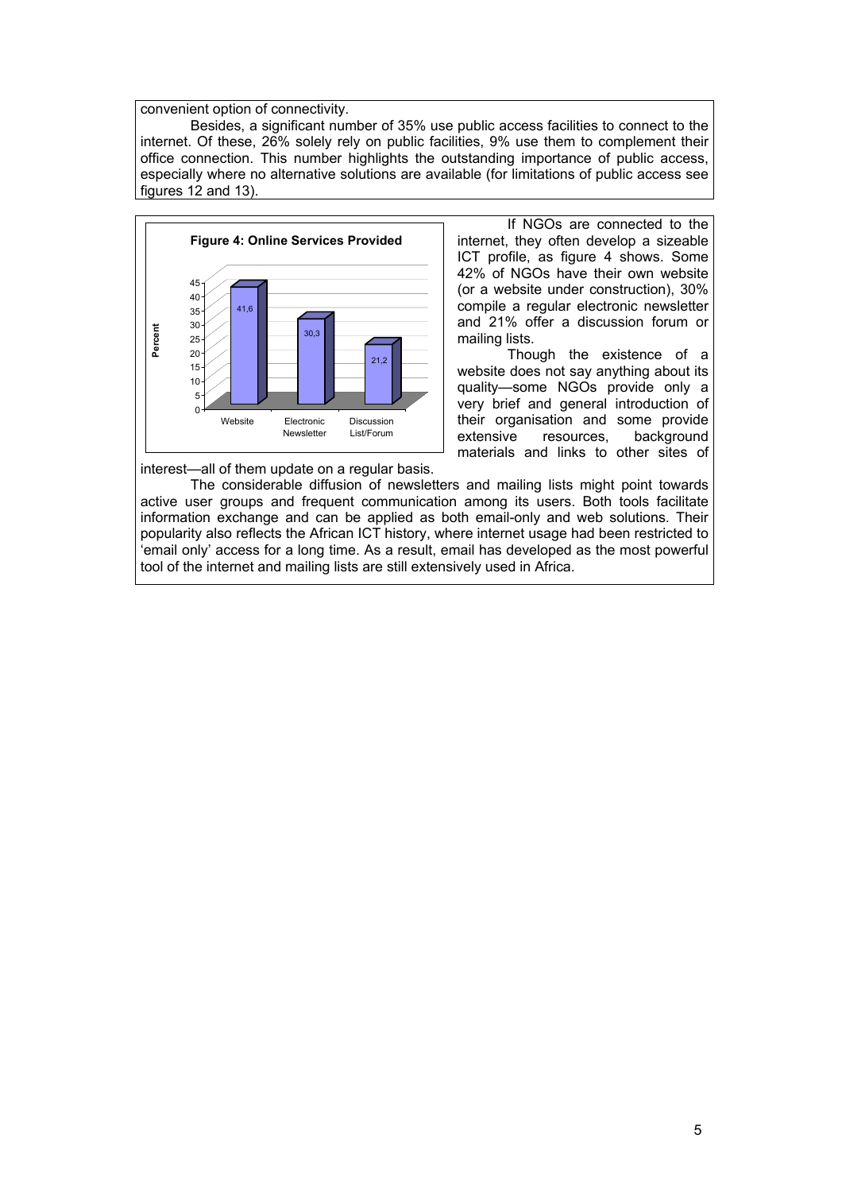convenient option of connectivity.

Besides, a significant number of 35% use public access facilities to connect to the internet. Of these, 26% solely rely on public facilities, 9% use them to complement their office connection. This number highlights the outstanding importance of public access, especially where no alternative solutions are available (for limitations of public access see figures 12 and 13).

**Figure 4: Online Services Provided**

| | Percent |
|---|---|
| Website | 41,6 |
| Electronic Newsletter | 30,3 |
| Discussion List/Forum | 21,2 |

If NGOs are connected to the internet, they often develop a sizeable ICT profile, as figure 4 shows. Some 42% of NGOs have their own website (or a website under construction), 30% compile a regular electronic newsletter and 21% offer a discussion forum or mailing lists.

Though the existence of a website does not say anything about its quality—some NGOs provide only a very brief and general introduction of their organisation and some provide extensive resources, background materials and links to other sites of interest—all of them update on a regular basis.

The considerable diffusion of newsletters and mailing lists might point towards active user groups and frequent communication among its users. Both tools facilitate information exchange and can be applied as both email-only and web solutions. Their popularity also reflects the African ICT history, where internet usage had been restricted to 'email only' access for a long time. As a result, email has developed as the most powerful tool of the internet and mailing lists are still extensively used in Africa.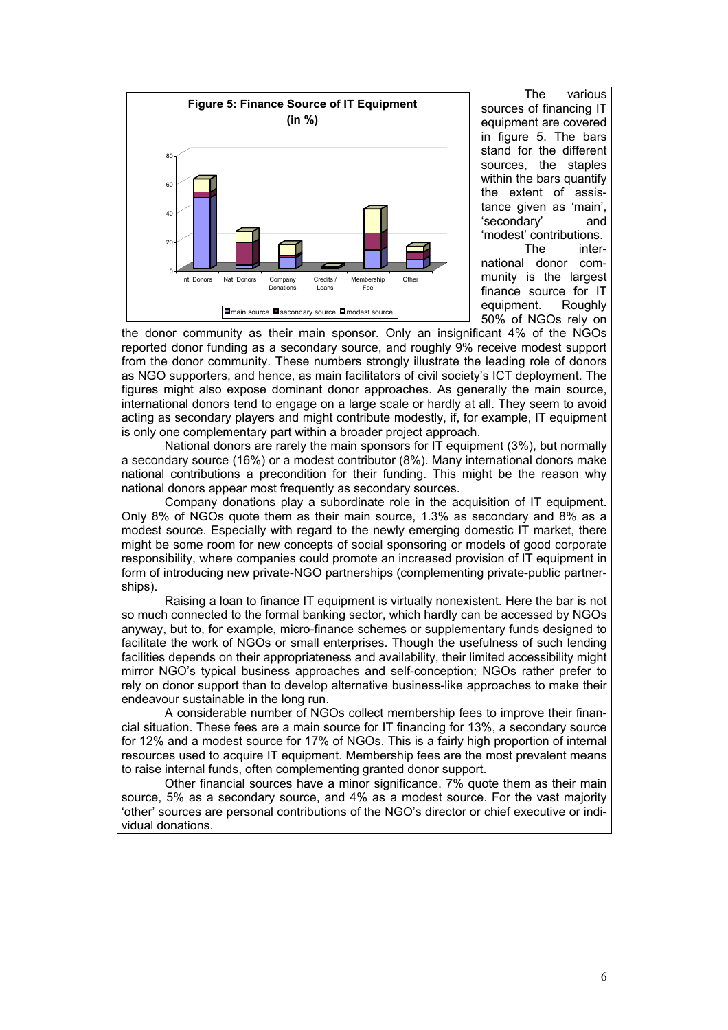**Figure 5: Finance Source of IT Equipment (in %)**

The various sources of financing IT equipment are covered in figure 5. The bars stand for the different sources, the staples within the bars quantify the extent of assistance given as 'main', 'secondary' and 'modest' contributions.

The international donor community is the largest finance source for IT equipment. Roughly 50% of NGOs rely on the donor community as their main sponsor. Only an insignificant 4% of the NGOs reported donor funding as a secondary source, and roughly 9% receive modest support from the donor community. These numbers strongly illustrate the leading role of donors as NGO supporters, and hence, as main facilitators of civil society's ICT deployment. The figures might also expose dominant donor approaches. As generally the main source, international donors tend to engage on a large scale or hardly at all. They seem to avoid acting as secondary players and might contribute modestly, if, for example, IT equipment is only one complementary part within a broader project approach.

National donors are rarely the main sponsors for IT equipment (3%), but normally a secondary source (16%) or a modest contributor (8%). Many international donors make national contributions a precondition for their funding. This might be the reason why national donors appear most frequently as secondary sources.

Company donations play a subordinate role in the acquisition of IT equipment. Only 8% of NGOs quote them as their main source, 1.3% as secondary and 8% as a modest source. Especially with regard to the newly emerging domestic IT market, there might be some room for new concepts of social sponsoring or models of good corporate responsibility, where companies could promote an increased provision of IT equipment in form of introducing new private-NGO partnerships (complementing private-public partnerships).

Raising a loan to finance IT equipment is virtually nonexistent. Here the bar is not so much connected to the formal banking sector, which hardly can be accessed by NGOs anyway, but to, for example, micro-finance schemes or supplementary funds designed to facilitate the work of NGOs or small enterprises. Though the usefulness of such lending facilities depends on their appropriateness and availability, their limited accessibility might mirror NGO's typical business approaches and self-conception; NGOs rather prefer to rely on donor support than to develop alternative business-like approaches to make their endeavour sustainable in the long run.

A considerable number of NGOs collect membership fees to improve their financial situation. These fees are a main source for IT financing for 13%, a secondary source for 12% and a modest source for 17% of NGOs. This is a fairly high proportion of internal resources used to acquire IT equipment. Membership fees are the most prevalent means to raise internal funds, often complementing granted donor support.

Other financial sources have a minor significance. 7% quote them as their main source, 5% as a secondary source, and 4% as a modest source. For the vast majority 'other' sources are personal contributions of the NGO's director or chief executive or individual donations.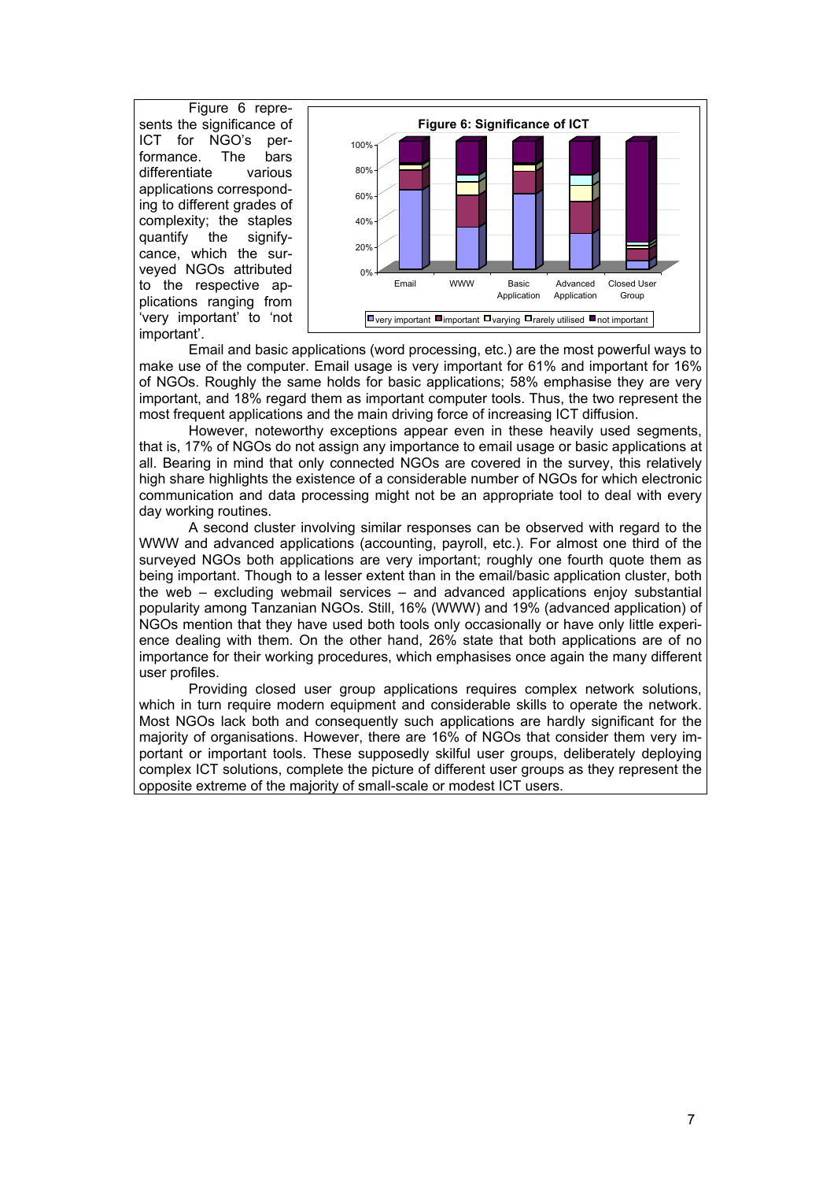Figure 6 represents the significance of ICT for NGO's performance. The bars differentiate various applications corresponding to different grades of complexity; the staples quantify the signifycance, which the surveyed NGOs attributed to the respective applications ranging from 'very important' to 'not important'.

Figure 6: Significance of ICT

Email and basic applications (word processing, etc.) are the most powerful ways to make use of the computer. Email usage is very important for 61% and important for 16% of NGOs. Roughly the same holds for basic applications; 58% emphasise they are very important, and 18% regard them as important computer tools. Thus, the two represent the most frequent applications and the main driving force of increasing ICT diffusion.

However, noteworthy exceptions appear even in these heavily used segments, that is, 17% of NGOs do not assign any importance to email usage or basic applications at all. Bearing in mind that only connected NGOs are covered in the survey, this relatively high share highlights the existence of a considerable number of NGOs for which electronic communication and data processing might not be an appropriate tool to deal with every day working routines.

A second cluster involving similar responses can be observed with regard to the WWW and advanced applications (accounting, payroll, etc.). For almost one third of the surveyed NGOs both applications are very important; roughly one fourth quote them as being important. Though to a lesser extent than in the email/basic application cluster, both the web – excluding webmail services – and advanced applications enjoy substantial popularity among Tanzanian NGOs. Still, 16% (WWW) and 19% (advanced application) of NGOs mention that they have used both tools only occasionally or have only little experience dealing with them. On the other hand, 26% state that both applications are of no importance for their working procedures, which emphasises once again the many different user profiles.

Providing closed user group applications requires complex network solutions, which in turn require modern equipment and considerable skills to operate the network. Most NGOs lack both and consequently such applications are hardly significant for the majority of organisations. However, there are 16% of NGOs that consider them very important or important tools. These supposedly skilful user groups, deliberately deploying complex ICT solutions, complete the picture of different user groups as they represent the opposite extreme of the majority of small-scale or modest ICT users.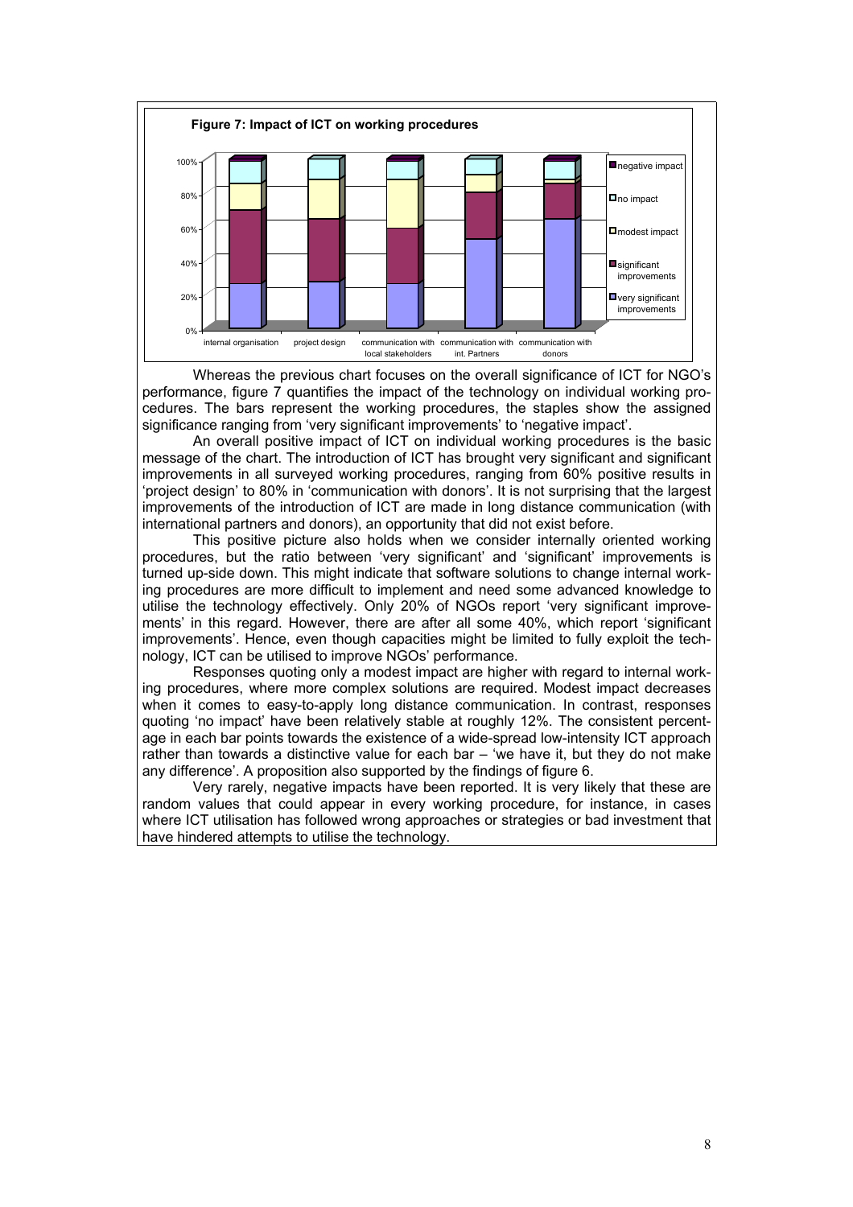**Figure 7: Impact of ICT on working procedures**

Whereas the previous chart focuses on the overall significance of ICT for NGO's performance, figure 7 quantifies the impact of the technology on individual working procedures. The bars represent the working procedures, the staples show the assigned significance ranging from 'very significant improvements' to 'negative impact'.

An overall positive impact of ICT on individual working procedures is the basic message of the chart. The introduction of ICT has brought very significant and significant improvements in all surveyed working procedures, ranging from 60% positive results in 'project design' to 80% in 'communication with donors'. It is not surprising that the largest improvements of the introduction of ICT are made in long distance communication (with international partners and donors), an opportunity that did not exist before.

This positive picture also holds when we consider internally oriented working procedures, but the ratio between 'very significant' and 'significant' improvements is turned up-side down. This might indicate that software solutions to change internal working procedures are more difficult to implement and need some advanced knowledge to utilise the technology effectively. Only 20% of NGOs report 'very significant improvements' in this regard. However, there are after all some 40%, which report 'significant improvements'. Hence, even though capacities might be limited to fully exploit the technology, ICT can be utilised to improve NGOs' performance.

Responses quoting only a modest impact are higher with regard to internal working procedures, where more complex solutions are required. Modest impact decreases when it comes to easy-to-apply long distance communication. In contrast, responses quoting 'no impact' have been relatively stable at roughly 12%. The consistent percentage in each bar points towards the existence of a wide-spread low-intensity ICT approach rather than towards a distinctive value for each bar – 'we have it, but they do not make any difference'. A proposition also supported by the findings of figure 6.

Very rarely, negative impacts have been reported. It is very likely that these are random values that could appear in every working procedure, for instance, in cases where ICT utilisation has followed wrong approaches or strategies or bad investment that have hindered attempts to utilise the technology.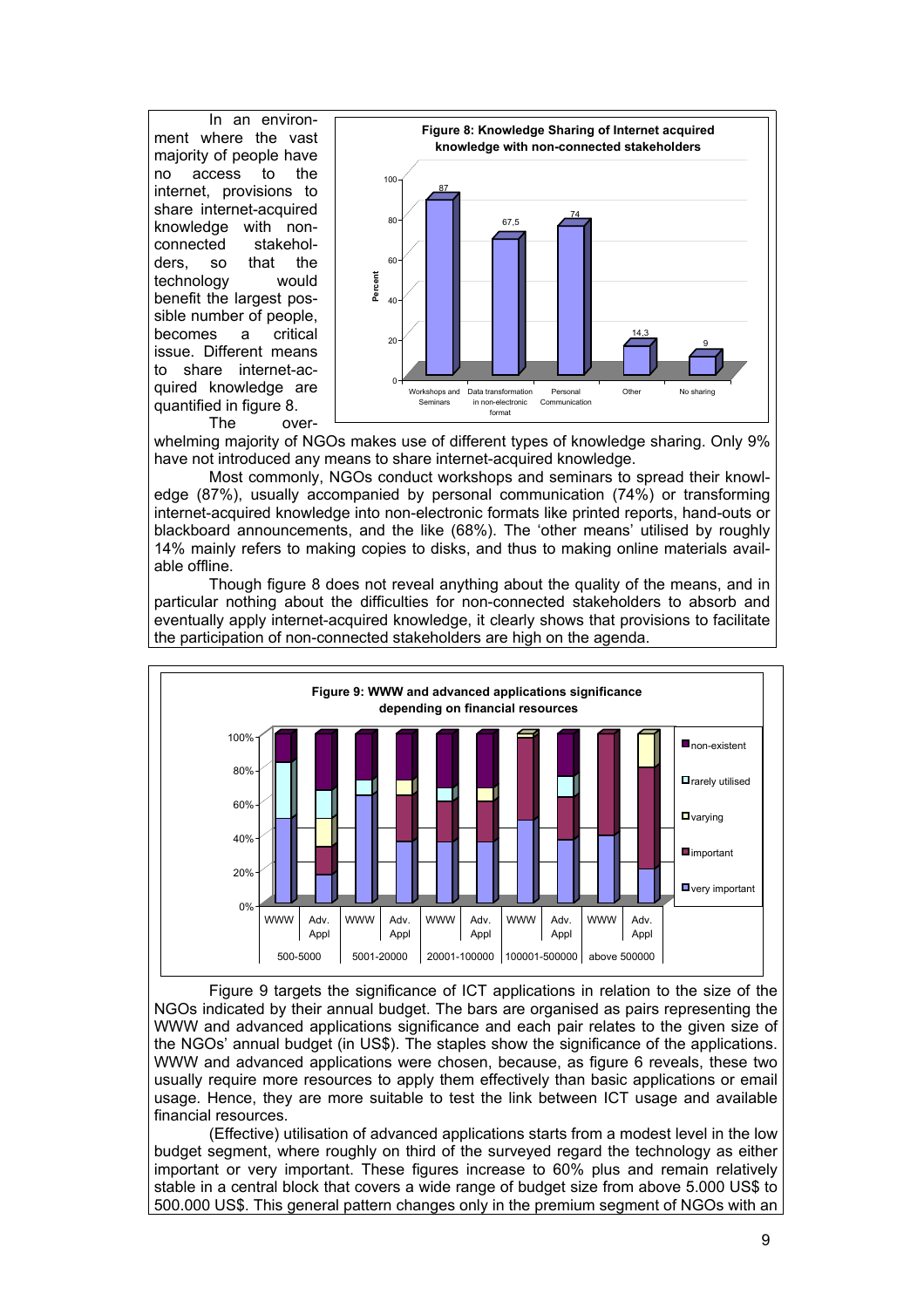In an environment where the vast majority of people have no access to the internet, provisions to share internet-acquired knowledge with non-connected stakeholders, so that the technology would benefit the largest possible number of people, becomes a critical issue. Different means to share internet-acquired knowledge are quantified in figure 8.

**Figure 8: Knowledge Sharing of Internet acquired knowledge with non-connected stakeholders**

| Means | Percent |
|---|---|
| Workshops and Seminars | 87 |
| Data transformation in non-electronic format | 67,5 |
| Personal Communication | 74 |
| Other | 14,3 |
| No sharing | 9 |

The overwhelming majority of NGOs makes use of different types of knowledge sharing. Only 9% have not introduced any means to share internet-acquired knowledge.

Most commonly, NGOs conduct workshops and seminars to spread their knowledge (87%), usually accompanied by personal communication (74%) or transforming internet-acquired knowledge into non-electronic formats like printed reports, hand-outs or blackboard announcements, and the like (68%). The 'other means' utilised by roughly 14% mainly refers to making copies to disks, and thus to making online materials available offline.

Though figure 8 does not reveal anything about the quality of the means, and in particular nothing about the difficulties for non-connected stakeholders to absorb and eventually apply internet-acquired knowledge, it clearly shows that provisions to facilitate the participation of non-connected stakeholders are high on the agenda.

**Figure 9: WWW and advanced applications significance depending on financial resources**

Figure 9 targets the significance of ICT applications in relation to the size of the NGOs indicated by their annual budget. The bars are organised as pairs representing the WWW and advanced applications significance and each pair relates to the given size of the NGOs' annual budget (in US$). The staples show the significance of the applications. WWW and advanced applications were chosen, because, as figure 6 reveals, these two usually require more resources to apply them effectively than basic applications or email usage. Hence, they are more suitable to test the link between ICT usage and available financial resources.

(Effective) utilisation of advanced applications starts from a modest level in the low budget segment, where roughly on third of the surveyed regard the technology as either important or very important. These figures increase to 60% plus and remain relatively stable in a central block that covers a wide range of budget size from above 5.000 US$ to 500.000 US$. This general pattern changes only in the premium segment of NGOs with an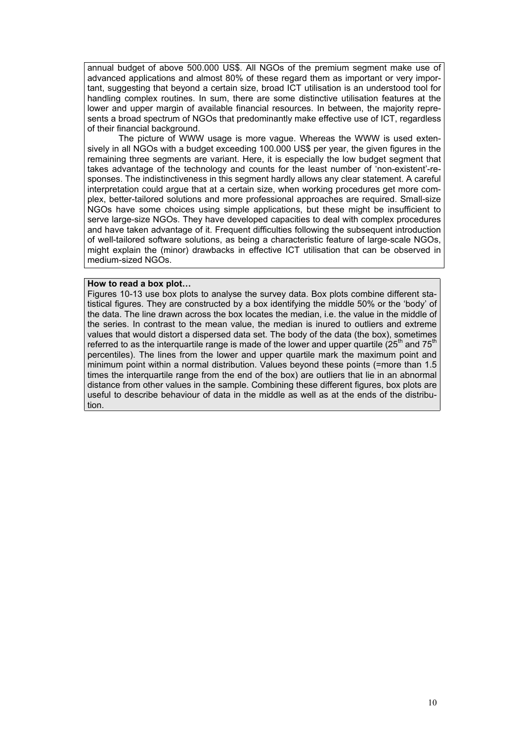annual budget of above 500.000 US$. All NGOs of the premium segment make use of advanced applications and almost 80% of these regard them as important or very important, suggesting that beyond a certain size, broad ICT utilisation is an understood tool for handling complex routines. In sum, there are some distinctive utilisation features at the lower and upper margin of available financial resources. In between, the majority represents a broad spectrum of NGOs that predominantly make effective use of ICT, regardless of their financial background.

The picture of WWW usage is more vague. Whereas the WWW is used extensively in all NGOs with a budget exceeding 100.000 US$ per year, the given figures in the remaining three segments are variant. Here, it is especially the low budget segment that takes advantage of the technology and counts for the least number of 'non-existent'-responses. The indistinctiveness in this segment hardly allows any clear statement. A careful interpretation could argue that at a certain size, when working procedures get more complex, better-tailored solutions and more professional approaches are required. Small-size NGOs have some choices using simple applications, but these might be insufficient to serve large-size NGOs. They have developed capacities to deal with complex procedures and have taken advantage of it. Frequent difficulties following the subsequent introduction of well-tailored software solutions, as being a characteristic feature of large-scale NGOs, might explain the (minor) drawbacks in effective ICT utilisation that can be observed in medium-sized NGOs.

**How to read a box plot…**

Figures 10-13 use box plots to analyse the survey data. Box plots combine different statistical figures. They are constructed by a box identifying the middle 50% or the 'body' of the data. The line drawn across the box locates the median, i.e. the value in the middle of the series. In contrast to the mean value, the median is inured to outliers and extreme values that would distort a dispersed data set. The body of the data (the box), sometimes referred to as the interquartile range is made of the lower and upper quartile (25th and 75th percentiles). The lines from the lower and upper quartile mark the maximum point and minimum point within a normal distribution. Values beyond these points (=more than 1.5 times the interquartile range from the end of the box) are outliers that lie in an abnormal distance from other values in the sample. Combining these different figures, box plots are useful to describe behaviour of data in the middle as well as at the ends of the distribution.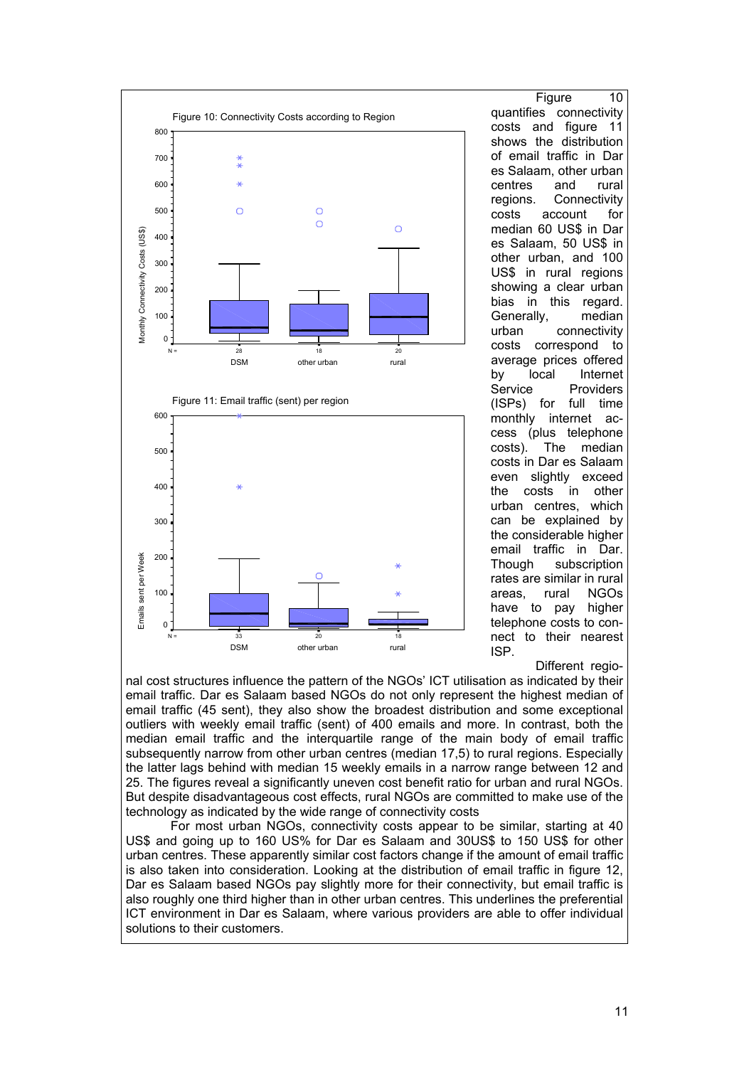Figure 10: Connectivity Costs according to Region

Figure 11: Email traffic (sent) per region

Figure 10 quantifies connectivity costs and figure 11 shows the distribution of email traffic in Dar es Salaam, other urban centres and rural regions. Connectivity costs account for median 60 US$ in Dar es Salaam, 50 US$ in other urban, and 100 US$ in rural regions showing a clear urban bias in this regard. Generally, median urban connectivity costs correspond to average prices offered by local Internet Service Providers (ISPs) for full time monthly internet access (plus telephone costs). The median costs in Dar es Salaam even slightly exceed the costs in other urban centres, which can be explained by the considerable higher email traffic in Dar. Though subscription rates are similar in rural areas, rural NGOs have to pay higher telephone costs to connect to their nearest ISP.

Different regional cost structures influence the pattern of the NGOs' ICT utilisation as indicated by their email traffic. Dar es Salaam based NGOs do not only represent the highest median of email traffic (45 sent), they also show the broadest distribution and some exceptional outliers with weekly email traffic (sent) of 400 emails and more. In contrast, both the median email traffic and the interquartile range of the main body of email traffic subsequently narrow from other urban centres (median 17,5) to rural regions. Especially the latter lags behind with median 15 weekly emails in a narrow range between 12 and 25. The figures reveal a significantly uneven cost benefit ratio for urban and rural NGOs. But despite disadvantageous cost effects, rural NGOs are committed to make use of the technology as indicated by the wide range of connectivity costs

For most urban NGOs, connectivity costs appear to be similar, starting at 40 US$ and going up to 160 US% for Dar es Salaam and 30US$ to 150 US$ for other urban centres. These apparently similar cost factors change if the amount of email traffic is also taken into consideration. Looking at the distribution of email traffic in figure 12, Dar es Salaam based NGOs pay slightly more for their connectivity, but email traffic is also roughly one third higher than in other urban centres. This underlines the preferential ICT environment in Dar es Salaam, where various providers are able to offer individual solutions to their customers.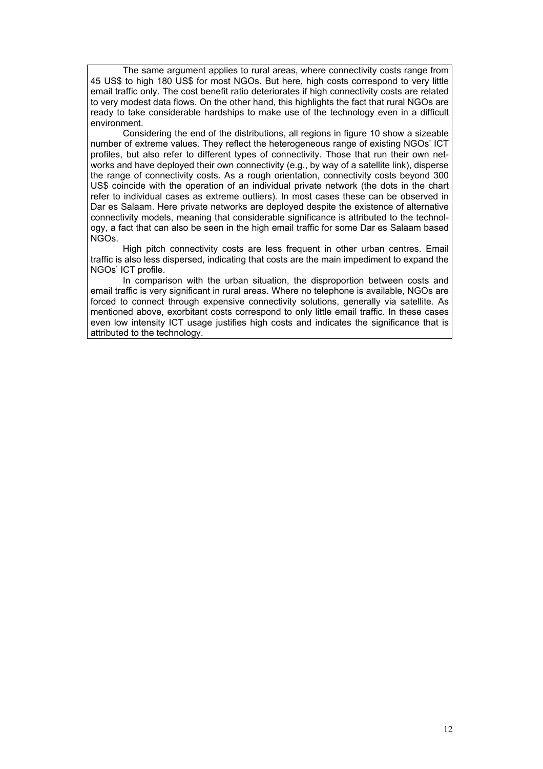The same argument applies to rural areas, where connectivity costs range from 45 US$ to high 180 US$ for most NGOs. But here, high costs correspond to very little email traffic only. The cost benefit ratio deteriorates if high connectivity costs are related to very modest data flows. On the other hand, this highlights the fact that rural NGOs are ready to take considerable hardships to make use of the technology even in a difficult environment.

Considering the end of the distributions, all regions in figure 10 show a sizeable number of extreme values. They reflect the heterogeneous range of existing NGOs' ICT profiles, but also refer to different types of connectivity. Those that run their own networks and have deployed their own connectivity (e.g., by way of a satellite link), disperse the range of connectivity costs. As a rough orientation, connectivity costs beyond 300 US$ coincide with the operation of an individual private network (the dots in the chart refer to individual cases as extreme outliers). In most cases these can be observed in Dar es Salaam. Here private networks are deployed despite the existence of alternative connectivity models, meaning that considerable significance is attributed to the technology, a fact that can also be seen in the high email traffic for some Dar es Salaam based NGOs.

High pitch connectivity costs are less frequent in other urban centres. Email traffic is also less dispersed, indicating that costs are the main impediment to expand the NGOs' ICT profile.

In comparison with the urban situation, the disproportion between costs and email traffic is very significant in rural areas. Where no telephone is available, NGOs are forced to connect through expensive connectivity solutions, generally via satellite. As mentioned above, exorbitant costs correspond to only little email traffic. In these cases even low intensity ICT usage justifies high costs and indicates the significance that is attributed to the technology.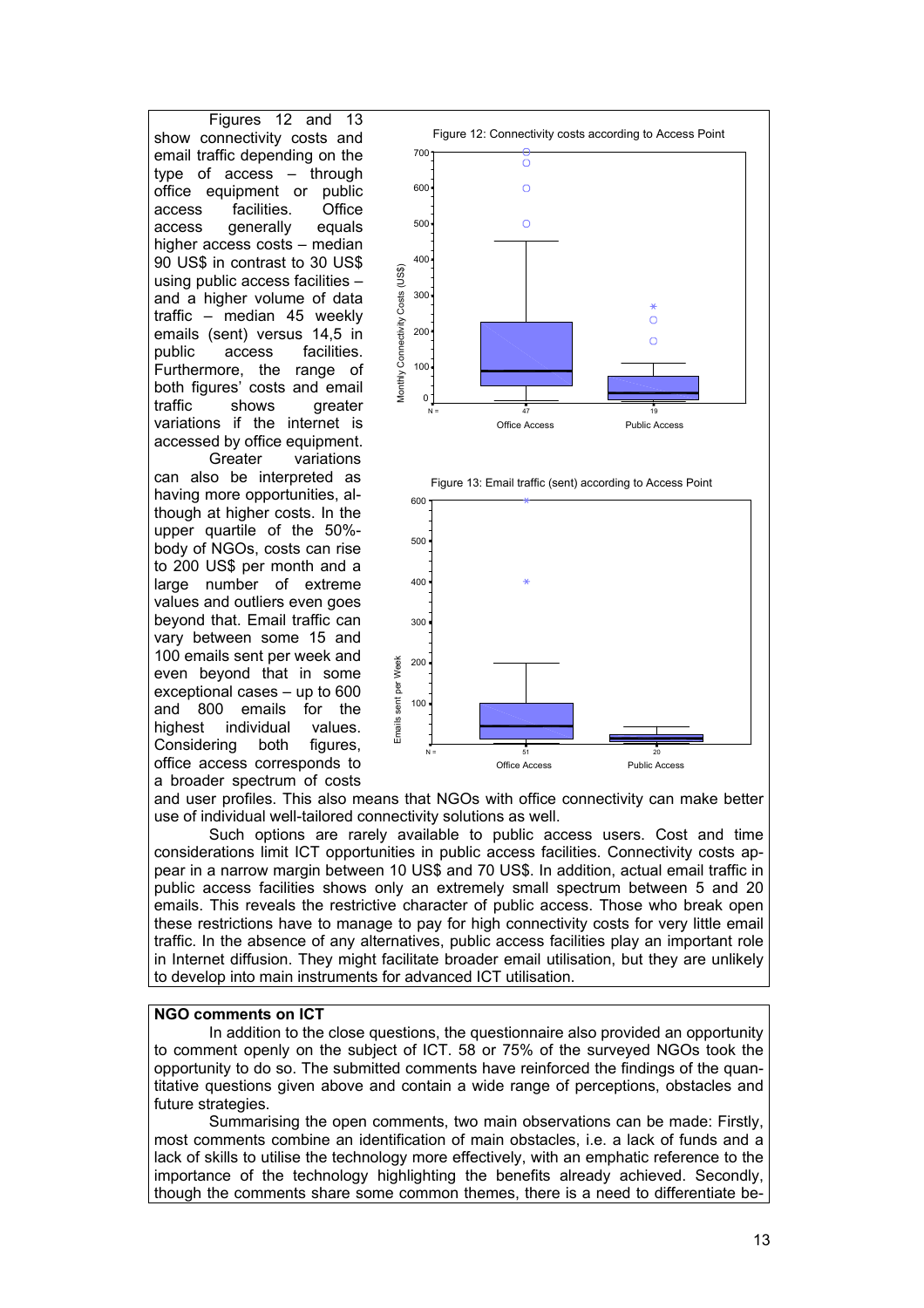Figures 12 and 13 show connectivity costs and email traffic depending on the type of access – through office equipment or public access facilities. Office access generally equals higher access costs – median 90 US$ in contrast to 30 US$ using public access facilities – and a higher volume of data traffic – median 45 weekly emails (sent) versus 14,5 in public access facilities. Furthermore, the range of both figures' costs and email traffic shows greater variations if the internet is accessed by office equipment.

Greater variations can also be interpreted as having more opportunities, although at higher costs. In the upper quartile of the 50%-body of NGOs, costs can rise to 200 US$ per month and a large number of extreme values and outliers even goes beyond that. Email traffic can vary between some 15 and 100 emails sent per week and even beyond that in some exceptional cases – up to 600 and 800 emails for the highest individual values. Considering both figures, office access corresponds to a broader spectrum of costs and user profiles. This also means that NGOs with office connectivity can make better use of individual well-tailored connectivity solutions as well.

Figure 12: Connectivity costs according to Access Point

Figure 13: Email traffic (sent) according to Access Point

Such options are rarely available to public access users. Cost and time considerations limit ICT opportunities in public access facilities. Connectivity costs appear in a narrow margin between 10 US$ and 70 US$. In addition, actual email traffic in public access facilities shows only an extremely small spectrum between 5 and 20 emails. This reveals the restrictive character of public access. Those who break open these restrictions have to manage to pay for high connectivity costs for very little email traffic. In the absence of any alternatives, public access facilities play an important role in Internet diffusion. They might facilitate broader email utilisation, but they are unlikely to develop into main instruments for advanced ICT utilisation.

**NGO comments on ICT**

In addition to the close questions, the questionnaire also provided an opportunity to comment openly on the subject of ICT. 58 or 75% of the surveyed NGOs took the opportunity to do so. The submitted comments have reinforced the findings of the quantitative questions given above and contain a wide range of perceptions, obstacles and future strategies.

Summarising the open comments, two main observations can be made: Firstly, most comments combine an identification of main obstacles, i.e. a lack of funds and a lack of skills to utilise the technology more effectively, with an emphatic reference to the importance of the technology highlighting the benefits already achieved. Secondly, though the comments share some common themes, there is a need to differentiate be-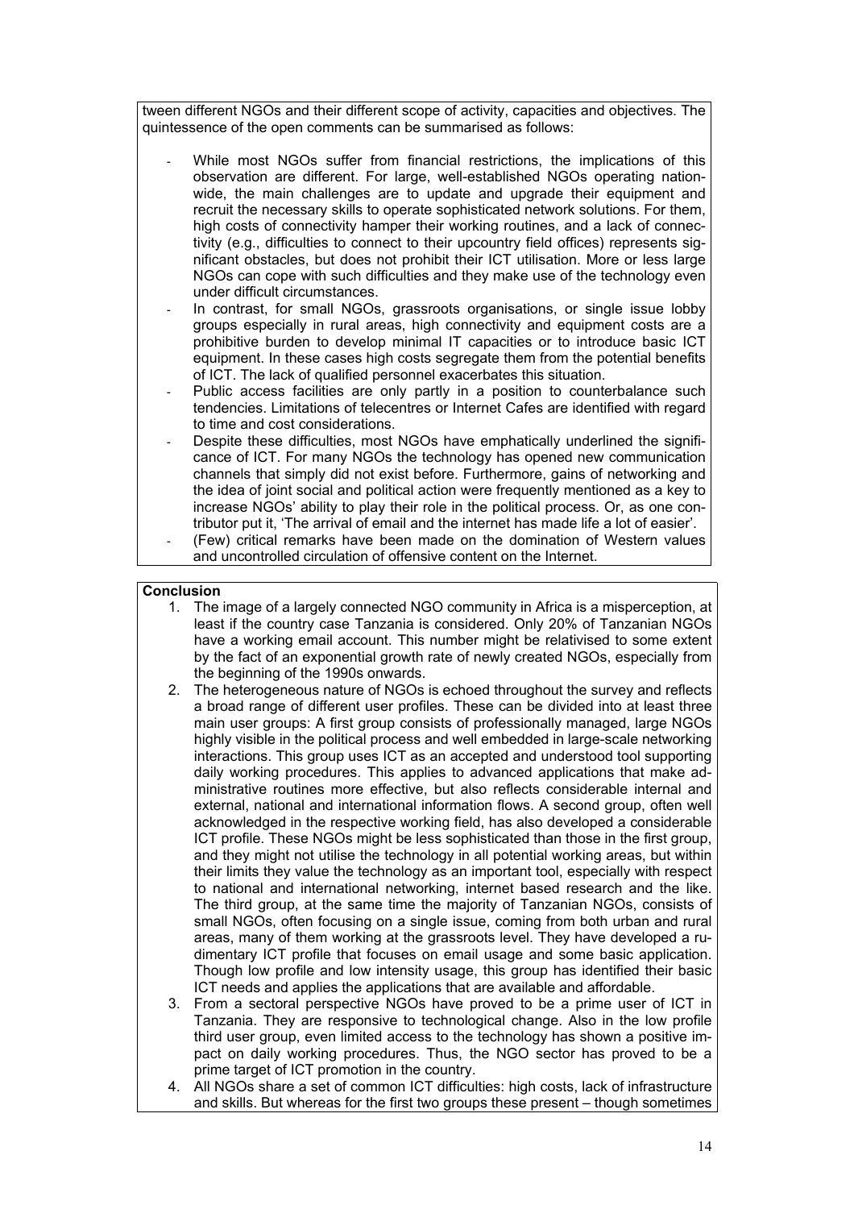tween different NGOs and their different scope of activity, capacities and objectives. The quintessence of the open comments can be summarised as follows:

- While most NGOs suffer from financial restrictions, the implications of this observation are different. For large, well-established NGOs operating nationwide, the main challenges are to update and upgrade their equipment and recruit the necessary skills to operate sophisticated network solutions. For them, high costs of connectivity hamper their working routines, and a lack of connectivity (e.g., difficulties to connect to their upcountry field offices) represents significant obstacles, but does not prohibit their ICT utilisation. More or less large NGOs can cope with such difficulties and they make use of the technology even under difficult circumstances.
- In contrast, for small NGOs, grassroots organisations, or single issue lobby groups especially in rural areas, high connectivity and equipment costs are a prohibitive burden to develop minimal IT capacities or to introduce basic ICT equipment. In these cases high costs segregate them from the potential benefits of ICT. The lack of qualified personnel exacerbates this situation.
- Public access facilities are only partly in a position to counterbalance such tendencies. Limitations of telecentres or Internet Cafes are identified with regard to time and cost considerations.
- Despite these difficulties, most NGOs have emphatically underlined the significance of ICT. For many NGOs the technology has opened new communication channels that simply did not exist before. Furthermore, gains of networking and the idea of joint social and political action were frequently mentioned as a key to increase NGOs' ability to play their role in the political process. Or, as one contributor put it, 'The arrival of email and the internet has made life a lot of easier'.
- (Few) critical remarks have been made on the domination of Western values and uncontrolled circulation of offensive content on the Internet.

**Conclusion**

1. The image of a largely connected NGO community in Africa is a misperception, at least if the country case Tanzania is considered. Only 20% of Tanzanian NGOs have a working email account. This number might be relativised to some extent by the fact of an exponential growth rate of newly created NGOs, especially from the beginning of the 1990s onwards.
2. The heterogeneous nature of NGOs is echoed throughout the survey and reflects a broad range of different user profiles. These can be divided into at least three main user groups: A first group consists of professionally managed, large NGOs highly visible in the political process and well embedded in large-scale networking interactions. This group uses ICT as an accepted and understood tool supporting daily working procedures. This applies to advanced applications that make administrative routines more effective, but also reflects considerable internal and external, national and international information flows. A second group, often well acknowledged in the respective working field, has also developed a considerable ICT profile. These NGOs might be less sophisticated than those in the first group, and they might not utilise the technology in all potential working areas, but within their limits they value the technology as an important tool, especially with respect to national and international networking, internet based research and the like. The third group, at the same time the majority of Tanzanian NGOs, consists of small NGOs, often focusing on a single issue, coming from both urban and rural areas, many of them working at the grassroots level. They have developed a rudimentary ICT profile that focuses on email usage and some basic application. Though low profile and low intensity usage, this group has identified their basic ICT needs and applies the applications that are available and affordable.
3. From a sectoral perspective NGOs have proved to be a prime user of ICT in Tanzania. They are responsive to technological change. Also in the low profile third user group, even limited access to the technology has shown a positive impact on daily working procedures. Thus, the NGO sector has proved to be a prime target of ICT promotion in the country.
4. All NGOs share a set of common ICT difficulties: high costs, lack of infrastructure and skills. But whereas for the first two groups these present – though sometimes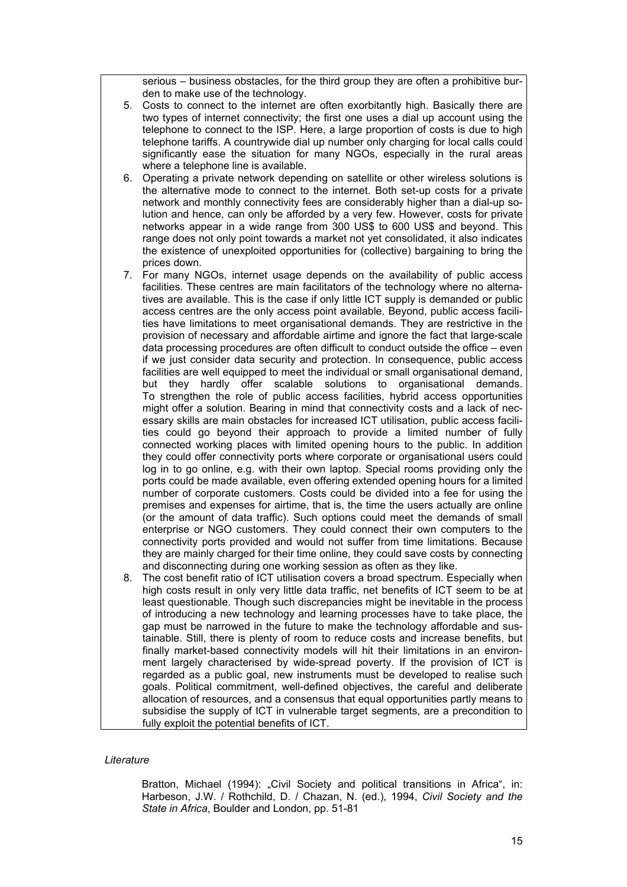serious – business obstacles, for the third group they are often a prohibitive burden to make use of the technology.

5. Costs to connect to the internet are often exorbitantly high. Basically there are two types of internet connectivity; the first one uses a dial up account using the telephone to connect to the ISP. Here, a large proportion of costs is due to high telephone tariffs. A countrywide dial up number only charging for local calls could significantly ease the situation for many NGOs, especially in the rural areas where a telephone line is available.
6. Operating a private network depending on satellite or other wireless solutions is the alternative mode to connect to the internet. Both set-up costs for a private network and monthly connectivity fees are considerably higher than a dial-up solution and hence, can only be afforded by a very few. However, costs for private networks appear in a wide range from 300 US$ to 600 US$ and beyond. This range does not only point towards a market not yet consolidated, it also indicates the existence of unexploited opportunities for (collective) bargaining to bring the prices down.
7. For many NGOs, internet usage depends on the availability of public access facilities. These centres are main facilitators of the technology where no alternatives are available. This is the case if only little ICT supply is demanded or public access centres are the only access point available. Beyond, public access facilities have limitations to meet organisational demands. They are restrictive in the provision of necessary and affordable airtime and ignore the fact that large-scale data processing procedures are often difficult to conduct outside the office – even if we just consider data security and protection. In consequence, public access facilities are well equipped to meet the individual or small organisational demand, but they hardly offer scalable solutions to organisational demands. To strengthen the role of public access facilities, hybrid access opportunities might offer a solution. Bearing in mind that connectivity costs and a lack of necessary skills are main obstacles for increased ICT utilisation, public access facilities could go beyond their approach to provide a limited number of fully connected working places with limited opening hours to the public. In addition they could offer connectivity ports where corporate or organisational users could log in to go online, e.g. with their own laptop. Special rooms providing only the ports could be made available, even offering extended opening hours for a limited number of corporate customers. Costs could be divided into a fee for using the premises and expenses for airtime, that is, the time the users actually are online (or the amount of data traffic). Such options could meet the demands of small enterprise or NGO customers. They could connect their own computers to the connectivity ports provided and would not suffer from time limitations. Because they are mainly charged for their time online, they could save costs by connecting and disconnecting during one working session as often as they like.
8. The cost benefit ratio of ICT utilisation covers a broad spectrum. Especially when high costs result in only very little data traffic, net benefits of ICT seem to be at least questionable. Though such discrepancies might be inevitable in the process of introducing a new technology and learning processes have to take place, the gap must be narrowed in the future to make the technology affordable and sustainable. Still, there is plenty of room to reduce costs and increase benefits, but finally market-based connectivity models will hit their limitations in an environment largely characterised by wide-spread poverty. If the provision of ICT is regarded as a public goal, new instruments must be developed to realise such goals. Political commitment, well-defined objectives, the careful and deliberate allocation of resources, and a consensus that equal opportunities partly means to subsidise the supply of ICT in vulnerable target segments, are a precondition to fully exploit the potential benefits of ICT.

*Literature*

Bratton, Michael (1994): „Civil Society and political transitions in Africa", in: Harbeson, J.W. / Rothchild, D. / Chazan, N. (ed.), 1994, *Civil Society and the State in Africa*, Boulder and London, pp. 51-81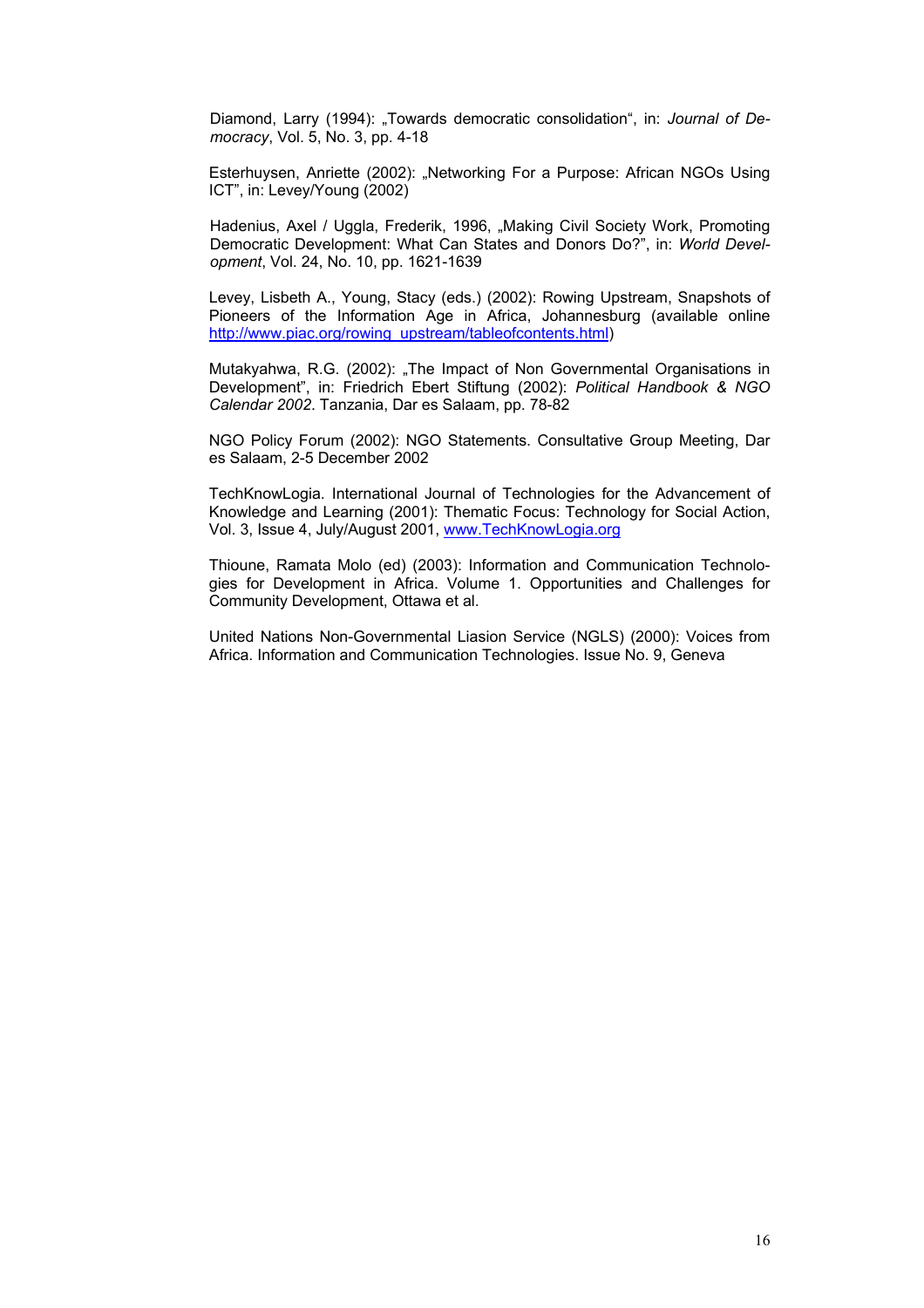Diamond, Larry (1994): „Towards democratic consolidation“, in: *Journal of Democracy*, Vol. 5, No. 3, pp. 4-18

Esterhuysen, Anriette (2002): „Networking For a Purpose: African NGOs Using ICT”, in: Levey/Young (2002)

Hadenius, Axel / Uggla, Frederik, 1996, „Making Civil Society Work, Promoting Democratic Development: What Can States and Donors Do?”, in: *World Development*, Vol. 24, No. 10, pp. 1621-1639

Levey, Lisbeth A., Young, Stacy (eds.) (2002): Rowing Upstream, Snapshots of Pioneers of the Information Age in Africa, Johannesburg (available online http://www.piac.org/rowing_upstream/tableofcontents.html)

Mutakyahwa, R.G. (2002): „The Impact of Non Governmental Organisations in Development”, in: Friedrich Ebert Stiftung (2002): *Political Handbook & NGO Calendar 2002*. Tanzania, Dar es Salaam, pp. 78-82

NGO Policy Forum (2002): NGO Statements. Consultative Group Meeting, Dar es Salaam, 2-5 December 2002

TechKnowLogia. International Journal of Technologies for the Advancement of Knowledge and Learning (2001): Thematic Focus: Technology for Social Action, Vol. 3, Issue 4, July/August 2001, www.TechKnowLogia.org

Thioune, Ramata Molo (ed) (2003): Information and Communication Technologies for Development in Africa. Volume 1. Opportunities and Challenges for Community Development, Ottawa et al.

United Nations Non-Governmental Liasion Service (NGLS) (2000): Voices from Africa. Information and Communication Technologies. Issue No. 9, Geneva